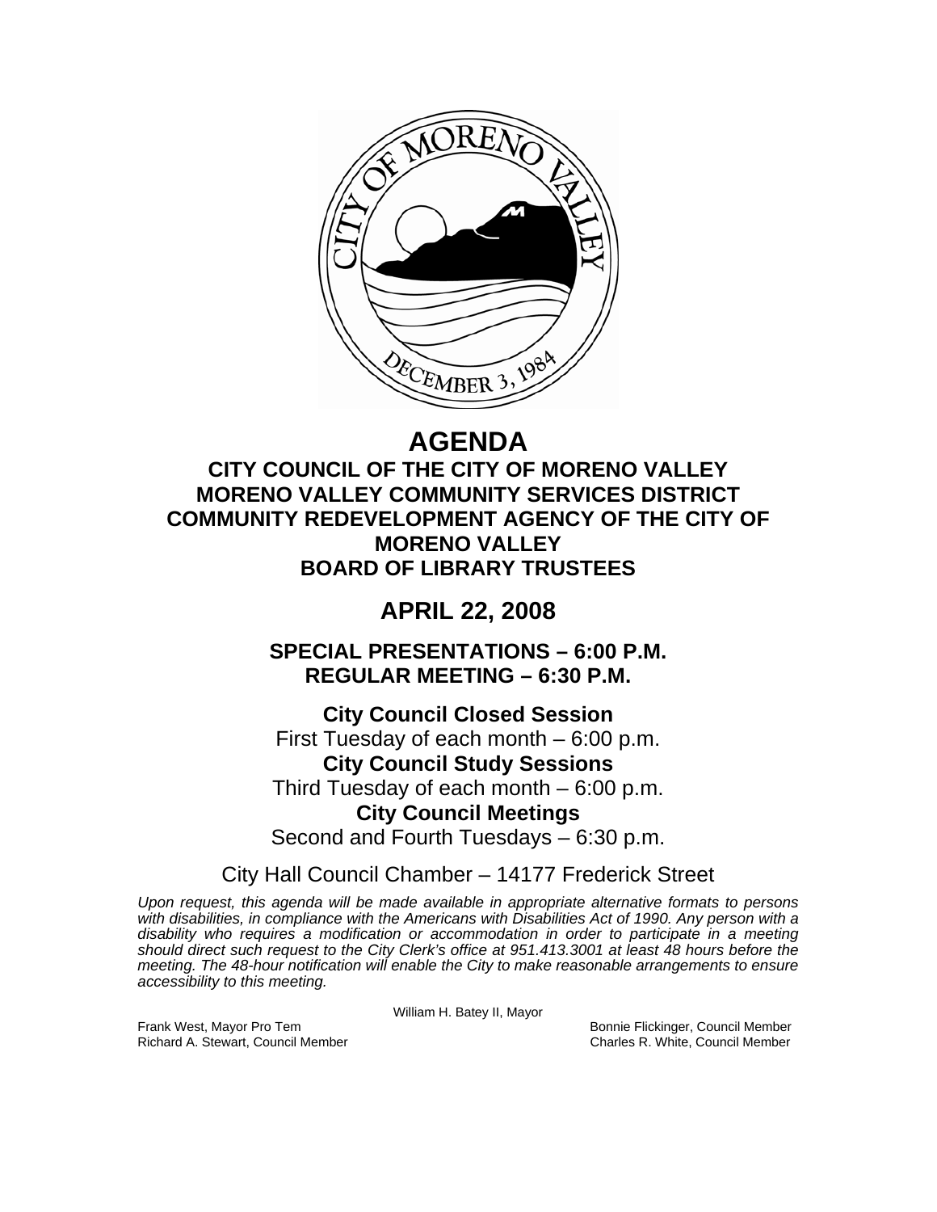# AGENDA

## CITY COUNCIL OF THE CITY OF MORENO VALLEY
## MORENO VALLEY COMMUNITY SERVICES DISTRICT
## COMMUNITY REDEVELOPMENT AGENCY OF THE CITY OF MORENO VALLEY
## BOARD OF LIBRARY TRUSTEES

## APRIL 22, 2008

### SPECIAL PRESENTATIONS – 6:00 P.M.
### REGULAR MEETING – 6:30 P.M.

**City Council Closed Session**
First Tuesday of each month – 6:00 p.m.

**City Council Study Sessions**
Third Tuesday of each month – 6:00 p.m.

**City Council Meetings**
Second and Fourth Tuesdays – 6:30 p.m.

City Hall Council Chamber – 14177 Frederick Street

*Upon request, this agenda will be made available in appropriate alternative formats to persons with disabilities, in compliance with the Americans with Disabilities Act of 1990. Any person with a disability who requires a modification or accommodation in order to participate in a meeting should direct such request to the City Clerk's office at 951.413.3001 at least 48 hours before the meeting. The 48-hour notification will enable the City to make reasonable arrangements to ensure accessibility to this meeting.*

William H. Batey II, Mayor

Frank West, Mayor Pro Tem
Richard A. Stewart, Council Member
Bonnie Flickinger, Council Member
Charles R. White, Council Member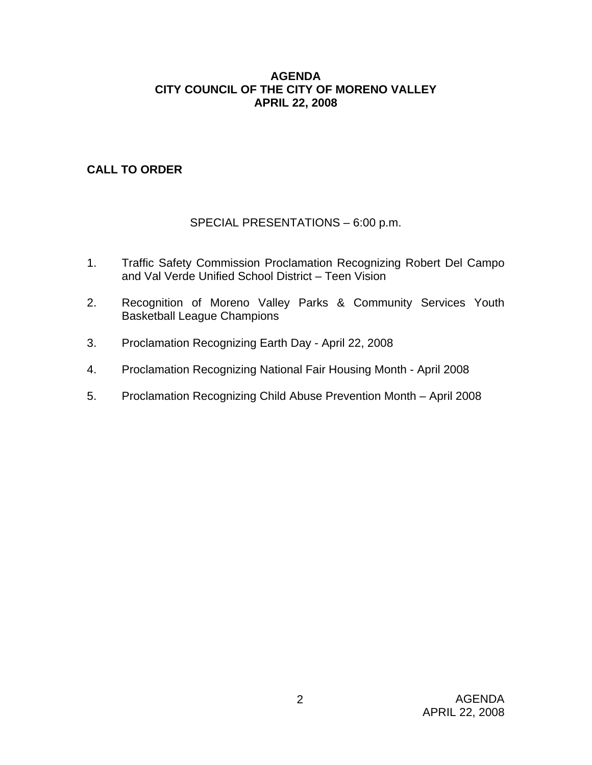# AGENDA
# CITY COUNCIL OF THE CITY OF MORENO VALLEY
# APRIL 22, 2008

**CALL TO ORDER**

SPECIAL PRESENTATIONS – 6:00 p.m.

1. Traffic Safety Commission Proclamation Recognizing Robert Del Campo and Val Verde Unified School District – Teen Vision

2. Recognition of Moreno Valley Parks & Community Services Youth Basketball League Champions

3. Proclamation Recognizing Earth Day - April 22, 2008

4. Proclamation Recognizing National Fair Housing Month - April 2008

5. Proclamation Recognizing Child Abuse Prevention Month – April 2008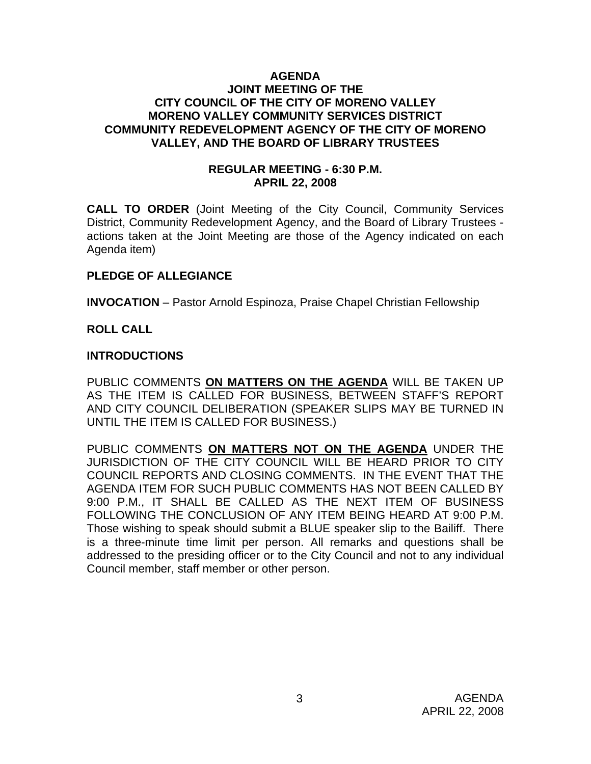# AGENDA
# JOINT MEETING OF THE CITY COUNCIL OF THE CITY OF MORENO VALLEY MORENO VALLEY COMMUNITY SERVICES DISTRICT COMMUNITY REDEVELOPMENT AGENCY OF THE CITY OF MORENO VALLEY, AND THE BOARD OF LIBRARY TRUSTEES

## REGULAR MEETING - 6:30 P.M.
## APRIL 22, 2008

**CALL TO ORDER** (Joint Meeting of the City Council, Community Services District, Community Redevelopment Agency, and the Board of Library Trustees - actions taken at the Joint Meeting are those of the Agency indicated on each Agenda item)

**PLEDGE OF ALLEGIANCE**

**INVOCATION** – Pastor Arnold Espinoza, Praise Chapel Christian Fellowship

**ROLL CALL**

**INTRODUCTIONS**

PUBLIC COMMENTS **ON MATTERS ON THE AGENDA** WILL BE TAKEN UP AS THE ITEM IS CALLED FOR BUSINESS, BETWEEN STAFF'S REPORT AND CITY COUNCIL DELIBERATION (SPEAKER SLIPS MAY BE TURNED IN UNTIL THE ITEM IS CALLED FOR BUSINESS.)

PUBLIC COMMENTS **ON MATTERS NOT ON THE AGENDA** UNDER THE JURISDICTION OF THE CITY COUNCIL WILL BE HEARD PRIOR TO CITY COUNCIL REPORTS AND CLOSING COMMENTS. IN THE EVENT THAT THE AGENDA ITEM FOR SUCH PUBLIC COMMENTS HAS NOT BEEN CALLED BY 9:00 P.M., IT SHALL BE CALLED AS THE NEXT ITEM OF BUSINESS FOLLOWING THE CONCLUSION OF ANY ITEM BEING HEARD AT 9:00 P.M. Those wishing to speak should submit a BLUE speaker slip to the Bailiff. There is a three-minute time limit per person. All remarks and questions shall be addressed to the presiding officer or to the City Council and not to any individual Council member, staff member or other person.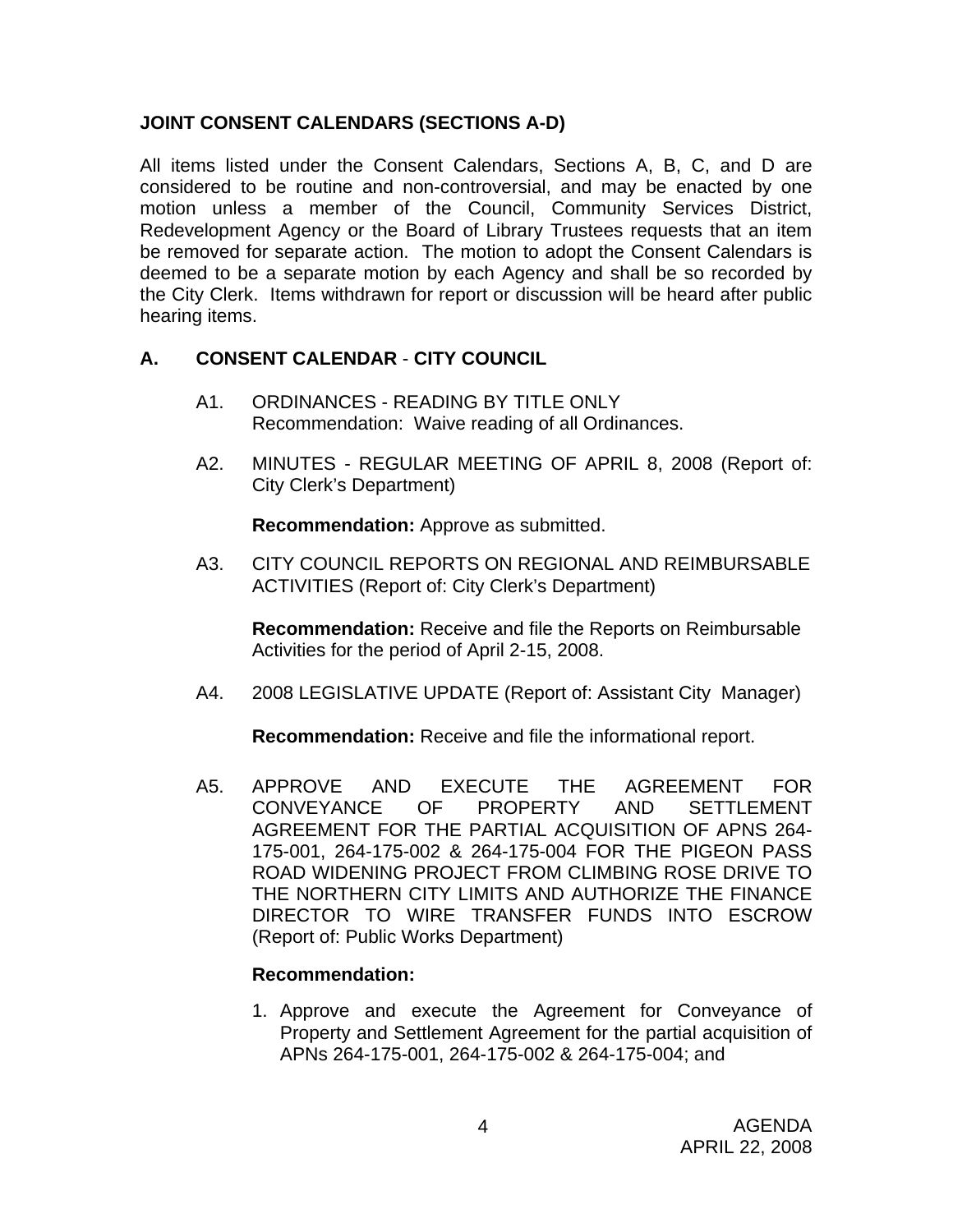## JOINT CONSENT CALENDARS (SECTIONS A-D)

All items listed under the Consent Calendars, Sections A, B, C, and D are considered to be routine and non-controversial, and may be enacted by one motion unless a member of the Council, Community Services District, Redevelopment Agency or the Board of Library Trustees requests that an item be removed for separate action. The motion to adopt the Consent Calendars is deemed to be a separate motion by each Agency and shall be so recorded by the City Clerk. Items withdrawn for report or discussion will be heard after public hearing items.

## A. CONSENT CALENDAR - CITY COUNCIL

A1. ORDINANCES - READING BY TITLE ONLY
Recommendation: Waive reading of all Ordinances.

A2. MINUTES - REGULAR MEETING OF APRIL 8, 2008 (Report of: City Clerk's Department)

**Recommendation:** Approve as submitted.

A3. CITY COUNCIL REPORTS ON REGIONAL AND REIMBURSABLE ACTIVITIES (Report of: City Clerk's Department)

**Recommendation:** Receive and file the Reports on Reimbursable Activities for the period of April 2-15, 2008.

A4. 2008 LEGISLATIVE UPDATE (Report of: Assistant City Manager)

**Recommendation:** Receive and file the informational report.

A5. APPROVE AND EXECUTE THE AGREEMENT FOR CONVEYANCE OF PROPERTY AND SETTLEMENT AGREEMENT FOR THE PARTIAL ACQUISITION OF APNS 264-175-001, 264-175-002 & 264-175-004 FOR THE PIGEON PASS ROAD WIDENING PROJECT FROM CLIMBING ROSE DRIVE TO THE NORTHERN CITY LIMITS AND AUTHORIZE THE FINANCE DIRECTOR TO WIRE TRANSFER FUNDS INTO ESCROW (Report of: Public Works Department)

**Recommendation:**

1. Approve and execute the Agreement for Conveyance of Property and Settlement Agreement for the partial acquisition of APNs 264-175-001, 264-175-002 & 264-175-004; and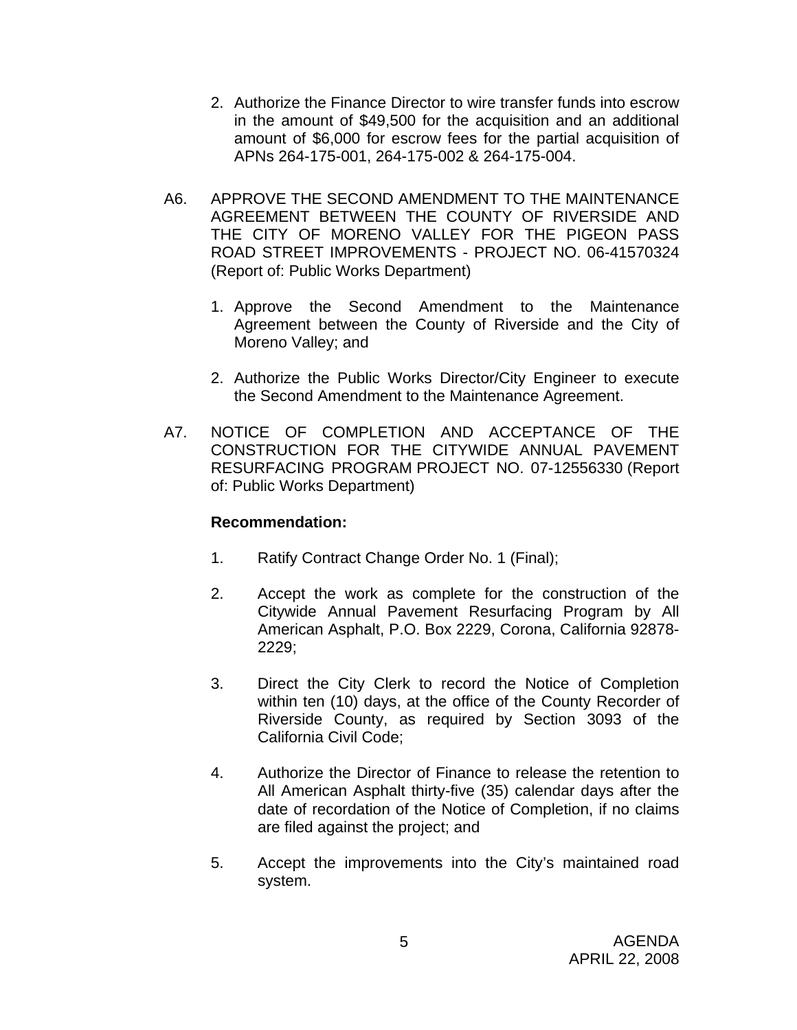2. Authorize the Finance Director to wire transfer funds into escrow in the amount of $49,500 for the acquisition and an additional amount of $6,000 for escrow fees for the partial acquisition of APNs 264-175-001, 264-175-002 & 264-175-004.

A6. APPROVE THE SECOND AMENDMENT TO THE MAINTENANCE AGREEMENT BETWEEN THE COUNTY OF RIVERSIDE AND THE CITY OF MORENO VALLEY FOR THE PIGEON PASS ROAD STREET IMPROVEMENTS - PROJECT NO. 06-41570324 (Report of: Public Works Department)

1. Approve the Second Amendment to the Maintenance Agreement between the County of Riverside and the City of Moreno Valley; and

2. Authorize the Public Works Director/City Engineer to execute the Second Amendment to the Maintenance Agreement.

A7. NOTICE OF COMPLETION AND ACCEPTANCE OF THE CONSTRUCTION FOR THE CITYWIDE ANNUAL PAVEMENT RESURFACING PROGRAM PROJECT NO. 07-12556330 (Report of: Public Works Department)

**Recommendation:**

1. Ratify Contract Change Order No. 1 (Final);

2. Accept the work as complete for the construction of the Citywide Annual Pavement Resurfacing Program by All American Asphalt, P.O. Box 2229, Corona, California 92878-2229;

3. Direct the City Clerk to record the Notice of Completion within ten (10) days, at the office of the County Recorder of Riverside County, as required by Section 3093 of the California Civil Code;

4. Authorize the Director of Finance to release the retention to All American Asphalt thirty-five (35) calendar days after the date of recordation of the Notice of Completion, if no claims are filed against the project; and

5. Accept the improvements into the City's maintained road system.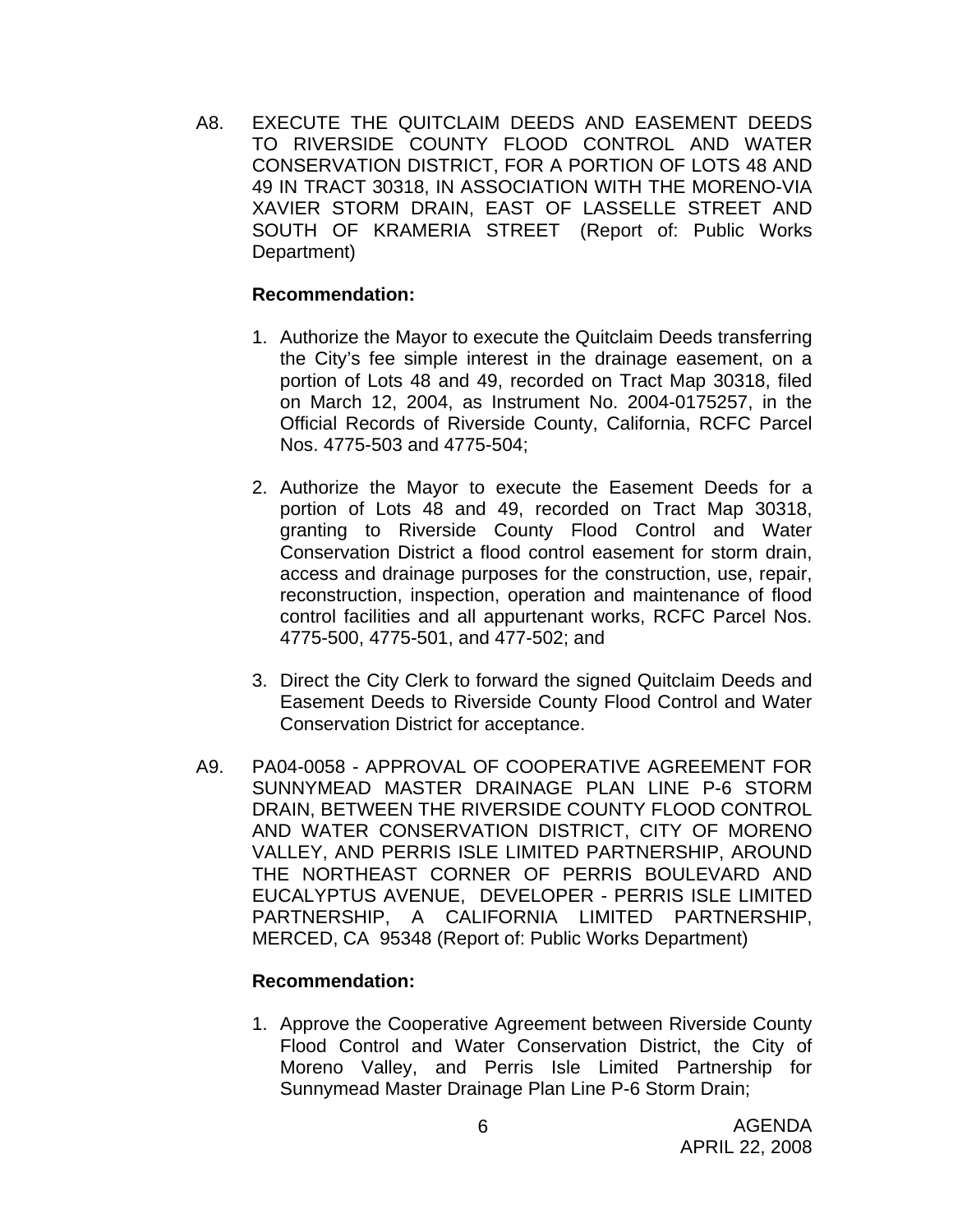A8. EXECUTE THE QUITCLAIM DEEDS AND EASEMENT DEEDS TO RIVERSIDE COUNTY FLOOD CONTROL AND WATER CONSERVATION DISTRICT, FOR A PORTION OF LOTS 48 AND 49 IN TRACT 30318, IN ASSOCIATION WITH THE MORENO-VIA XAVIER STORM DRAIN, EAST OF LASSELLE STREET AND SOUTH OF KRAMERIA STREET (Report of: Public Works Department)

**Recommendation:**

1. Authorize the Mayor to execute the Quitclaim Deeds transferring the City's fee simple interest in the drainage easement, on a portion of Lots 48 and 49, recorded on Tract Map 30318, filed on March 12, 2004, as Instrument No. 2004-0175257, in the Official Records of Riverside County, California, RCFC Parcel Nos. 4775-503 and 4775-504;

2. Authorize the Mayor to execute the Easement Deeds for a portion of Lots 48 and 49, recorded on Tract Map 30318, granting to Riverside County Flood Control and Water Conservation District a flood control easement for storm drain, access and drainage purposes for the construction, use, repair, reconstruction, inspection, operation and maintenance of flood control facilities and all appurtenant works, RCFC Parcel Nos. 4775-500, 4775-501, and 477-502; and

3. Direct the City Clerk to forward the signed Quitclaim Deeds and Easement Deeds to Riverside County Flood Control and Water Conservation District for acceptance.

A9. PA04-0058 - APPROVAL OF COOPERATIVE AGREEMENT FOR SUNNYMEAD MASTER DRAINAGE PLAN LINE P-6 STORM DRAIN, BETWEEN THE RIVERSIDE COUNTY FLOOD CONTROL AND WATER CONSERVATION DISTRICT, CITY OF MORENO VALLEY, AND PERRIS ISLE LIMITED PARTNERSHIP, AROUND THE NORTHEAST CORNER OF PERRIS BOULEVARD AND EUCALYPTUS AVENUE, DEVELOPER - PERRIS ISLE LIMITED PARTNERSHIP, A CALIFORNIA LIMITED PARTNERSHIP, MERCED, CA 95348 (Report of: Public Works Department)

**Recommendation:**

1. Approve the Cooperative Agreement between Riverside County Flood Control and Water Conservation District, the City of Moreno Valley, and Perris Isle Limited Partnership for Sunnymead Master Drainage Plan Line P-6 Storm Drain;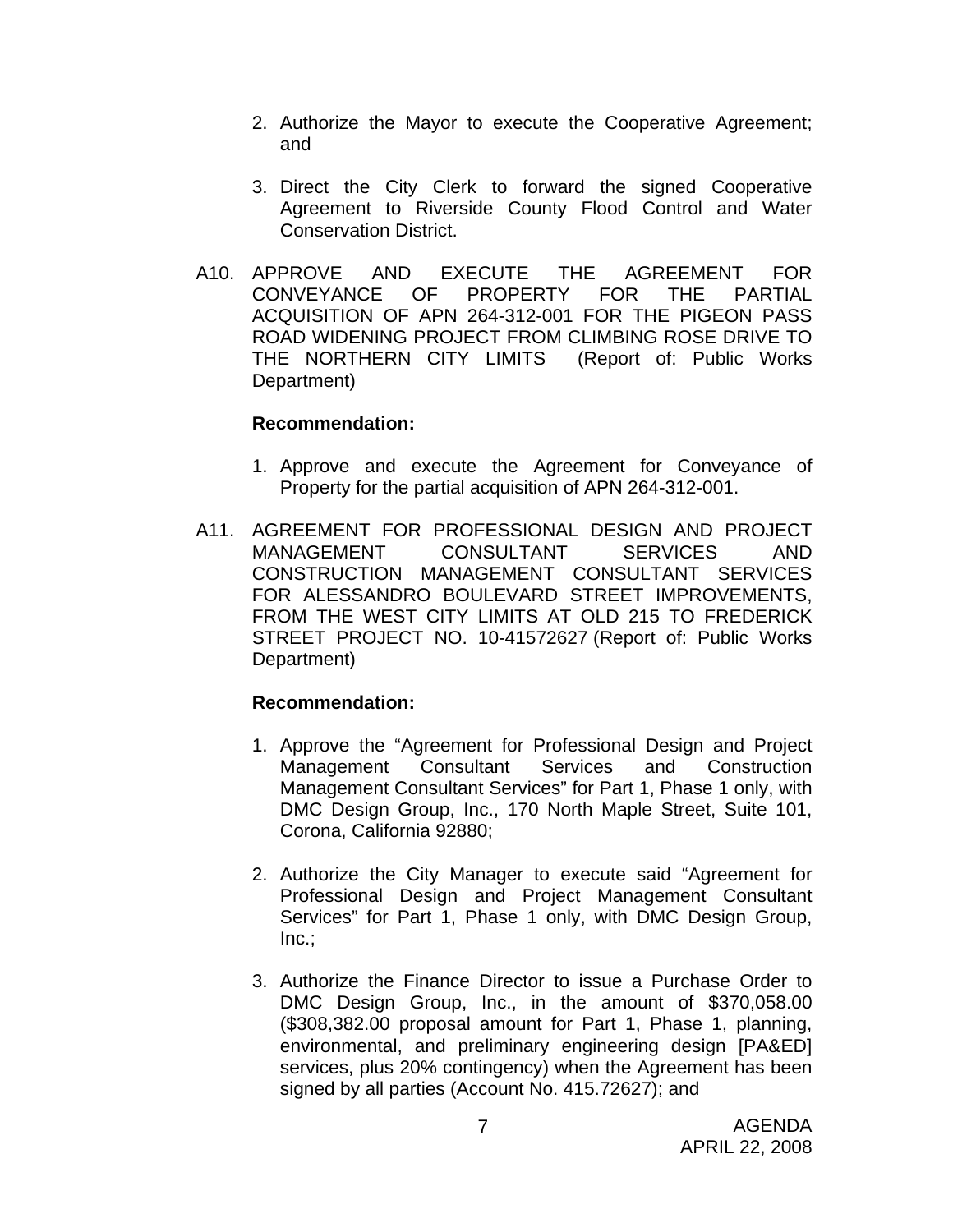2. Authorize the Mayor to execute the Cooperative Agreement; and

3. Direct the City Clerk to forward the signed Cooperative Agreement to Riverside County Flood Control and Water Conservation District.

A10. APPROVE AND EXECUTE THE AGREEMENT FOR CONVEYANCE OF PROPERTY FOR THE PARTIAL ACQUISITION OF APN 264-312-001 FOR THE PIGEON PASS ROAD WIDENING PROJECT FROM CLIMBING ROSE DRIVE TO THE NORTHERN CITY LIMITS (Report of: Public Works Department)

**Recommendation:**

1. Approve and execute the Agreement for Conveyance of Property for the partial acquisition of APN 264-312-001.

A11. AGREEMENT FOR PROFESSIONAL DESIGN AND PROJECT MANAGEMENT CONSULTANT SERVICES AND CONSTRUCTION MANAGEMENT CONSULTANT SERVICES FOR ALESSANDRO BOULEVARD STREET IMPROVEMENTS, FROM THE WEST CITY LIMITS AT OLD 215 TO FREDERICK STREET PROJECT NO. 10-41572627 (Report of: Public Works Department)

**Recommendation:**

1. Approve the "Agreement for Professional Design and Project Management Consultant Services and Construction Management Consultant Services" for Part 1, Phase 1 only, with DMC Design Group, Inc., 170 North Maple Street, Suite 101, Corona, California 92880;

2. Authorize the City Manager to execute said "Agreement for Professional Design and Project Management Consultant Services" for Part 1, Phase 1 only, with DMC Design Group, Inc.;

3. Authorize the Finance Director to issue a Purchase Order to DMC Design Group, Inc., in the amount of $370,058.00 ($308,382.00 proposal amount for Part 1, Phase 1, planning, environmental, and preliminary engineering design [PA&ED] services, plus 20% contingency) when the Agreement has been signed by all parties (Account No. 415.72627); and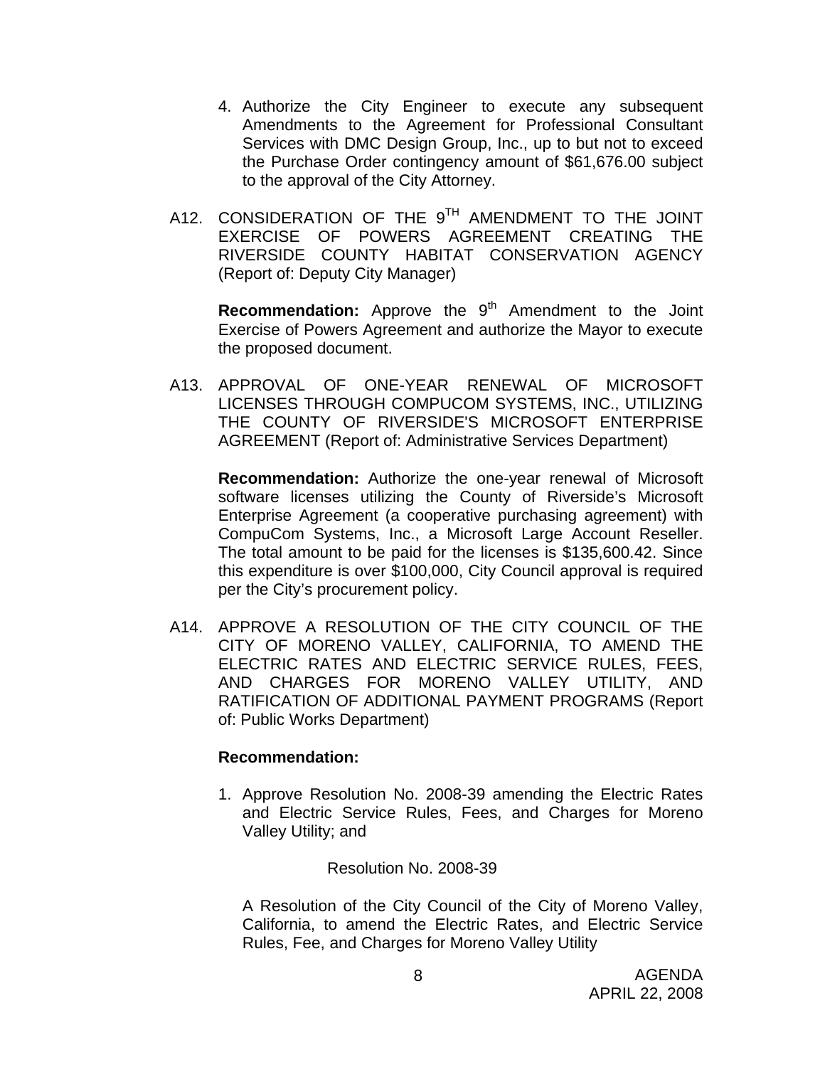4. Authorize the City Engineer to execute any subsequent Amendments to the Agreement for Professional Consultant Services with DMC Design Group, Inc., up to but not to exceed the Purchase Order contingency amount of $61,676.00 subject to the approval of the City Attorney.

A12. CONSIDERATION OF THE 9TH AMENDMENT TO THE JOINT EXERCISE OF POWERS AGREEMENT CREATING THE RIVERSIDE COUNTY HABITAT CONSERVATION AGENCY (Report of: Deputy City Manager)

**Recommendation:** Approve the 9th Amendment to the Joint Exercise of Powers Agreement and authorize the Mayor to execute the proposed document.

A13. APPROVAL OF ONE-YEAR RENEWAL OF MICROSOFT LICENSES THROUGH COMPUCOM SYSTEMS, INC., UTILIZING THE COUNTY OF RIVERSIDE'S MICROSOFT ENTERPRISE AGREEMENT (Report of: Administrative Services Department)

**Recommendation:** Authorize the one-year renewal of Microsoft software licenses utilizing the County of Riverside's Microsoft Enterprise Agreement (a cooperative purchasing agreement) with CompuCom Systems, Inc., a Microsoft Large Account Reseller. The total amount to be paid for the licenses is $135,600.42. Since this expenditure is over $100,000, City Council approval is required per the City's procurement policy.

A14. APPROVE A RESOLUTION OF THE CITY COUNCIL OF THE CITY OF MORENO VALLEY, CALIFORNIA, TO AMEND THE ELECTRIC RATES AND ELECTRIC SERVICE RULES, FEES, AND CHARGES FOR MORENO VALLEY UTILITY, AND RATIFICATION OF ADDITIONAL PAYMENT PROGRAMS (Report of: Public Works Department)

**Recommendation:**

1. Approve Resolution No. 2008-39 amending the Electric Rates and Electric Service Rules, Fees, and Charges for Moreno Valley Utility; and

   Resolution No. 2008-39

   A Resolution of the City Council of the City of Moreno Valley, California, to amend the Electric Rates, and Electric Service Rules, Fee, and Charges for Moreno Valley Utility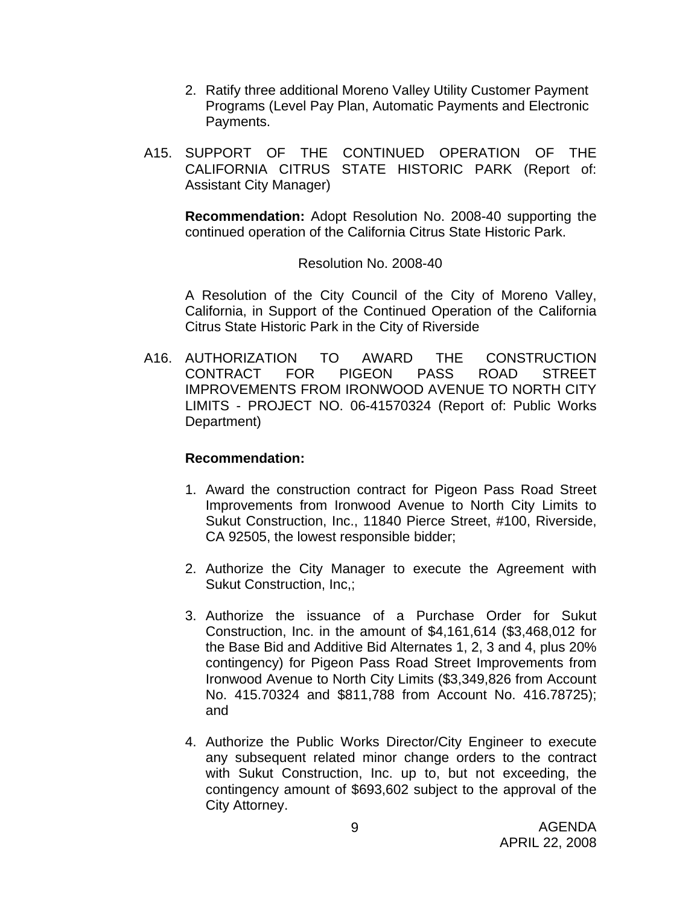2. Ratify three additional Moreno Valley Utility Customer Payment Programs (Level Pay Plan, Automatic Payments and Electronic Payments.

A15. SUPPORT OF THE CONTINUED OPERATION OF THE CALIFORNIA CITRUS STATE HISTORIC PARK (Report of: Assistant City Manager)

**Recommendation:** Adopt Resolution No. 2008-40 supporting the continued operation of the California Citrus State Historic Park.

Resolution No. 2008-40

A Resolution of the City Council of the City of Moreno Valley, California, in Support of the Continued Operation of the California Citrus State Historic Park in the City of Riverside

A16. AUTHORIZATION TO AWARD THE CONSTRUCTION CONTRACT FOR PIGEON PASS ROAD STREET IMPROVEMENTS FROM IRONWOOD AVENUE TO NORTH CITY LIMITS - PROJECT NO. 06-41570324 (Report of: Public Works Department)

**Recommendation:**

1. Award the construction contract for Pigeon Pass Road Street Improvements from Ironwood Avenue to North City Limits to Sukut Construction, Inc., 11840 Pierce Street, #100, Riverside, CA 92505, the lowest responsible bidder;

2. Authorize the City Manager to execute the Agreement with Sukut Construction, Inc,;

3. Authorize the issuance of a Purchase Order for Sukut Construction, Inc. in the amount of $4,161,614 ($3,468,012 for the Base Bid and Additive Bid Alternates 1, 2, 3 and 4, plus 20% contingency) for Pigeon Pass Road Street Improvements from Ironwood Avenue to North City Limits ($3,349,826 from Account No. 415.70324 and $811,788 from Account No. 416.78725); and

4. Authorize the Public Works Director/City Engineer to execute any subsequent related minor change orders to the contract with Sukut Construction, Inc. up to, but not exceeding, the contingency amount of $693,602 subject to the approval of the City Attorney.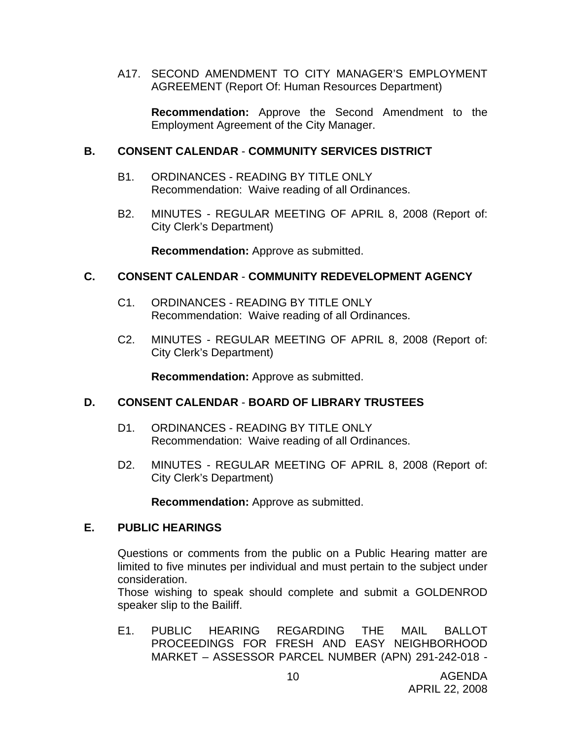A17. SECOND AMENDMENT TO CITY MANAGER'S EMPLOYMENT AGREEMENT (Report Of: Human Resources Department)

**Recommendation:** Approve the Second Amendment to the Employment Agreement of the City Manager.

## B. CONSENT CALENDAR - COMMUNITY SERVICES DISTRICT

B1. ORDINANCES - READING BY TITLE ONLY
Recommendation: Waive reading of all Ordinances.

B2. MINUTES - REGULAR MEETING OF APRIL 8, 2008 (Report of: City Clerk's Department)

**Recommendation:** Approve as submitted.

## C. CONSENT CALENDAR - COMMUNITY REDEVELOPMENT AGENCY

C1. ORDINANCES - READING BY TITLE ONLY
Recommendation: Waive reading of all Ordinances.

C2. MINUTES - REGULAR MEETING OF APRIL 8, 2008 (Report of: City Clerk's Department)

**Recommendation:** Approve as submitted.

## D. CONSENT CALENDAR - BOARD OF LIBRARY TRUSTEES

D1. ORDINANCES - READING BY TITLE ONLY
Recommendation: Waive reading of all Ordinances.

D2. MINUTES - REGULAR MEETING OF APRIL 8, 2008 (Report of: City Clerk's Department)

**Recommendation:** Approve as submitted.

## E. PUBLIC HEARINGS

Questions or comments from the public on a Public Hearing matter are limited to five minutes per individual and must pertain to the subject under consideration.
Those wishing to speak should complete and submit a GOLDENROD speaker slip to the Bailiff.

E1. PUBLIC HEARING REGARDING THE MAIL BALLOT PROCEEDINGS FOR FRESH AND EASY NEIGHBORHOOD MARKET – ASSESSOR PARCEL NUMBER (APN) 291-242-018 -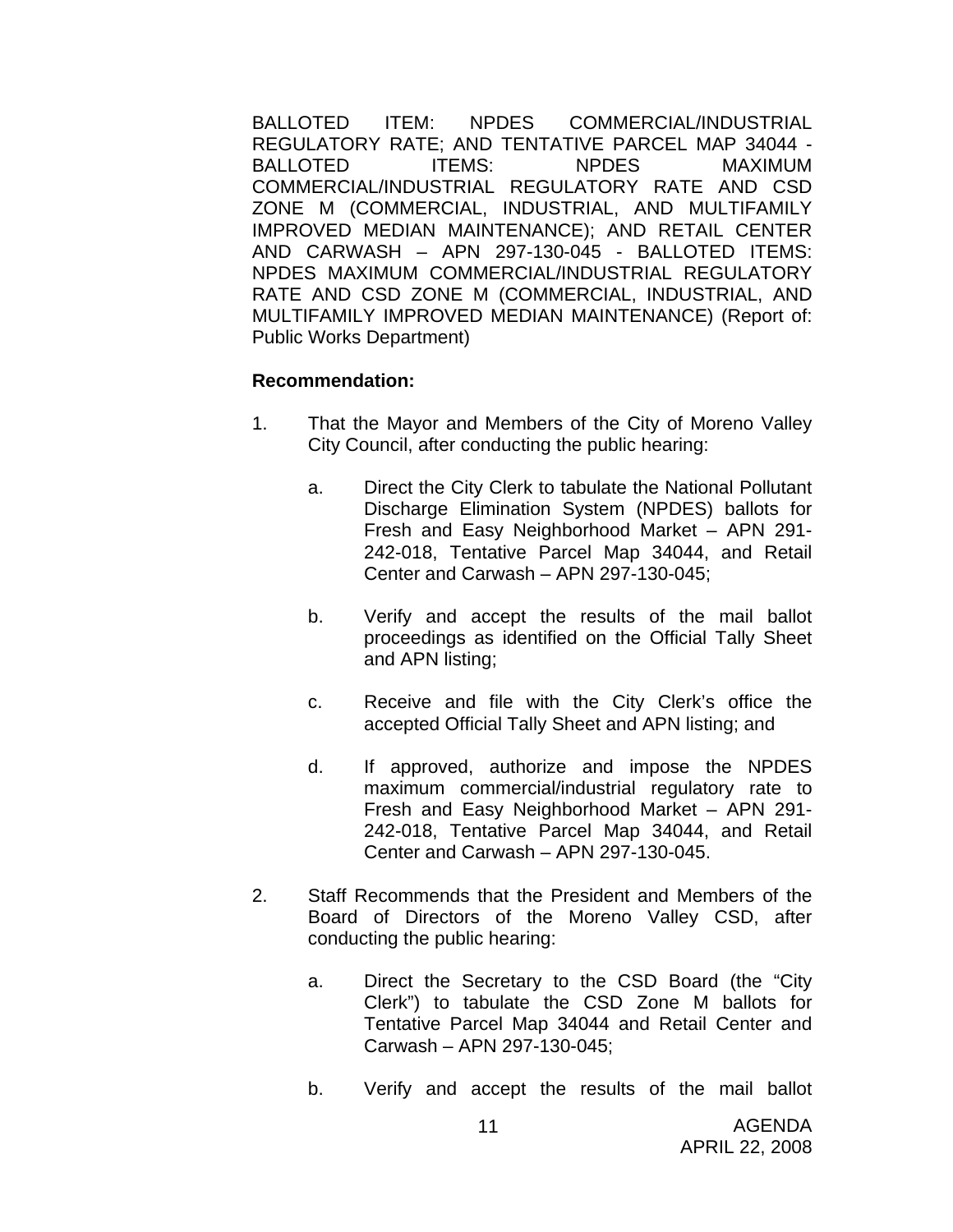BALLOTED ITEM: NPDES COMMERCIAL/INDUSTRIAL REGULATORY RATE; AND TENTATIVE PARCEL MAP 34044 - BALLOTED ITEMS: NPDES MAXIMUM COMMERCIAL/INDUSTRIAL REGULATORY RATE AND CSD ZONE M (COMMERCIAL, INDUSTRIAL, AND MULTIFAMILY IMPROVED MEDIAN MAINTENANCE); AND RETAIL CENTER AND CARWASH – APN 297-130-045 - BALLOTED ITEMS: NPDES MAXIMUM COMMERCIAL/INDUSTRIAL REGULATORY RATE AND CSD ZONE M (COMMERCIAL, INDUSTRIAL, AND MULTIFAMILY IMPROVED MEDIAN MAINTENANCE) (Report of: Public Works Department)

**Recommendation:**

1. That the Mayor and Members of the City of Moreno Valley City Council, after conducting the public hearing:

   a. Direct the City Clerk to tabulate the National Pollutant Discharge Elimination System (NPDES) ballots for Fresh and Easy Neighborhood Market – APN 291-242-018, Tentative Parcel Map 34044, and Retail Center and Carwash – APN 297-130-045;

   b. Verify and accept the results of the mail ballot proceedings as identified on the Official Tally Sheet and APN listing;

   c. Receive and file with the City Clerk's office the accepted Official Tally Sheet and APN listing; and

   d. If approved, authorize and impose the NPDES maximum commercial/industrial regulatory rate to Fresh and Easy Neighborhood Market – APN 291-242-018, Tentative Parcel Map 34044, and Retail Center and Carwash – APN 297-130-045.

2. Staff Recommends that the President and Members of the Board of Directors of the Moreno Valley CSD, after conducting the public hearing:

   a. Direct the Secretary to the CSD Board (the "City Clerk") to tabulate the CSD Zone M ballots for Tentative Parcel Map 34044 and Retail Center and Carwash – APN 297-130-045;

   b. Verify and accept the results of the mail ballot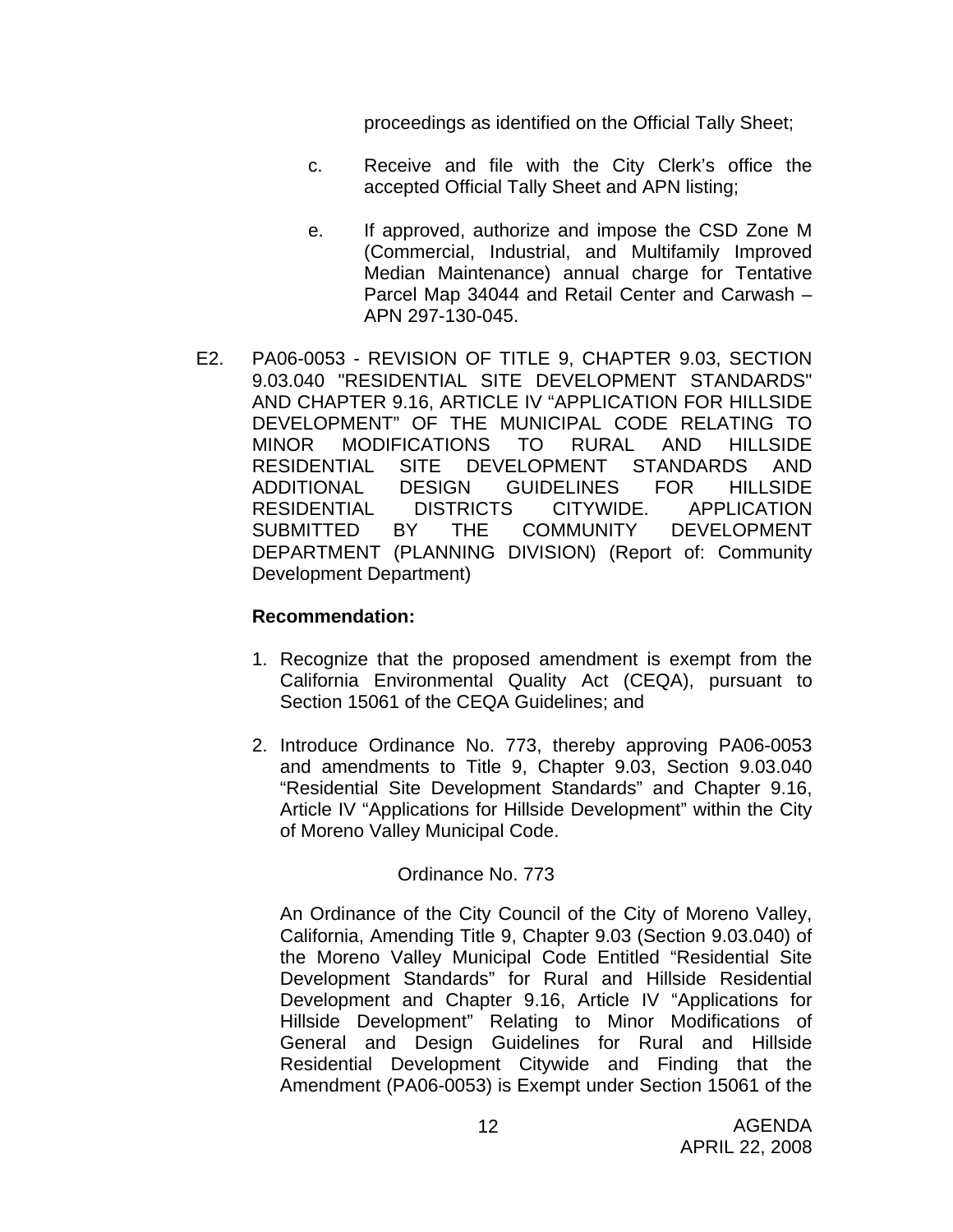proceedings as identified on the Official Tally Sheet;

c. Receive and file with the City Clerk's office the accepted Official Tally Sheet and APN listing;

e. If approved, authorize and impose the CSD Zone M (Commercial, Industrial, and Multifamily Improved Median Maintenance) annual charge for Tentative Parcel Map 34044 and Retail Center and Carwash – APN 297-130-045.

E2. PA06-0053 - REVISION OF TITLE 9, CHAPTER 9.03, SECTION 9.03.040 "RESIDENTIAL SITE DEVELOPMENT STANDARDS" AND CHAPTER 9.16, ARTICLE IV "APPLICATION FOR HILLSIDE DEVELOPMENT" OF THE MUNICIPAL CODE RELATING TO MINOR MODIFICATIONS TO RURAL AND HILLSIDE RESIDENTIAL SITE DEVELOPMENT STANDARDS AND ADDITIONAL DESIGN GUIDELINES FOR HILLSIDE RESIDENTIAL DISTRICTS CITYWIDE. APPLICATION SUBMITTED BY THE COMMUNITY DEVELOPMENT DEPARTMENT (PLANNING DIVISION) (Report of: Community Development Department)

**Recommendation:**

1. Recognize that the proposed amendment is exempt from the California Environmental Quality Act (CEQA), pursuant to Section 15061 of the CEQA Guidelines; and

2. Introduce Ordinance No. 773, thereby approving PA06-0053 and amendments to Title 9, Chapter 9.03, Section 9.03.040 "Residential Site Development Standards" and Chapter 9.16, Article IV "Applications for Hillside Development" within the City of Moreno Valley Municipal Code.

Ordinance No. 773

An Ordinance of the City Council of the City of Moreno Valley, California, Amending Title 9, Chapter 9.03 (Section 9.03.040) of the Moreno Valley Municipal Code Entitled "Residential Site Development Standards" for Rural and Hillside Residential Development and Chapter 9.16, Article IV "Applications for Hillside Development" Relating to Minor Modifications of General and Design Guidelines for Rural and Hillside Residential Development Citywide and Finding that the Amendment (PA06-0053) is Exempt under Section 15061 of the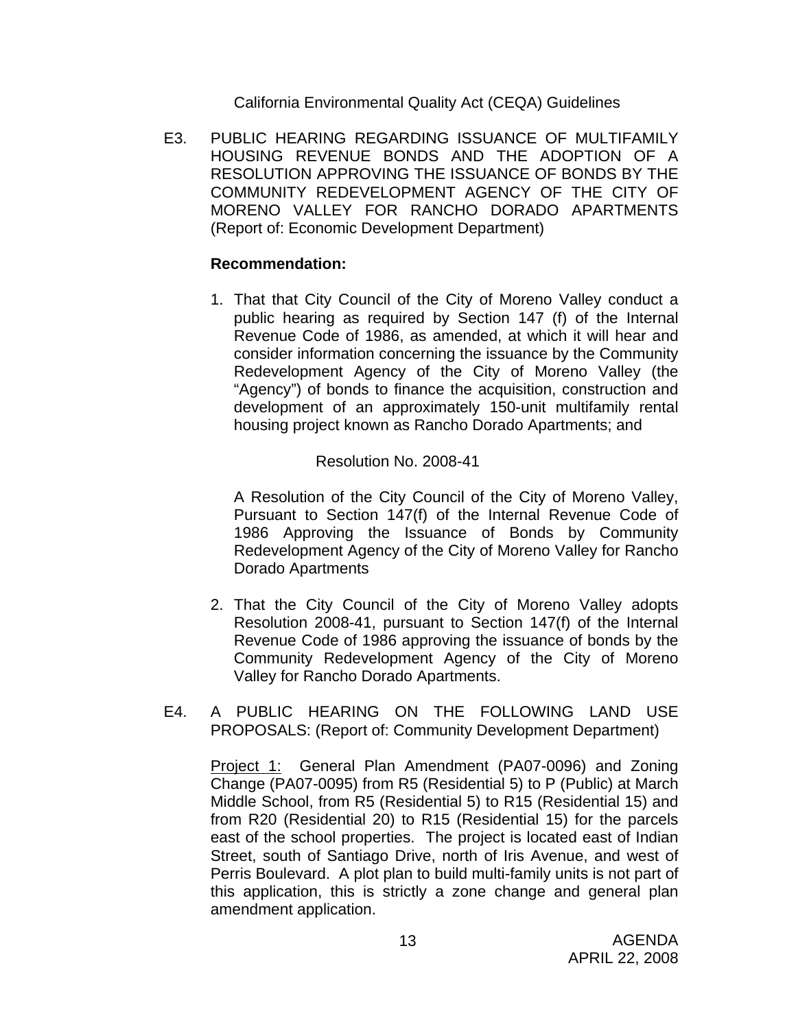California Environmental Quality Act (CEQA) Guidelines

E3. PUBLIC HEARING REGARDING ISSUANCE OF MULTIFAMILY HOUSING REVENUE BONDS AND THE ADOPTION OF A RESOLUTION APPROVING THE ISSUANCE OF BONDS BY THE COMMUNITY REDEVELOPMENT AGENCY OF THE CITY OF MORENO VALLEY FOR RANCHO DORADO APARTMENTS (Report of: Economic Development Department)

**Recommendation:**

1. That that City Council of the City of Moreno Valley conduct a public hearing as required by Section 147 (f) of the Internal Revenue Code of 1986, as amended, at which it will hear and consider information concerning the issuance by the Community Redevelopment Agency of the City of Moreno Valley (the "Agency") of bonds to finance the acquisition, construction and development of an approximately 150-unit multifamily rental housing project known as Rancho Dorado Apartments; and

   Resolution No. 2008-41

   A Resolution of the City Council of the City of Moreno Valley, Pursuant to Section 147(f) of the Internal Revenue Code of 1986 Approving the Issuance of Bonds by Community Redevelopment Agency of the City of Moreno Valley for Rancho Dorado Apartments

2. That the City Council of the City of Moreno Valley adopts Resolution 2008-41, pursuant to Section 147(f) of the Internal Revenue Code of 1986 approving the issuance of bonds by the Community Redevelopment Agency of the City of Moreno Valley for Rancho Dorado Apartments.

E4. A PUBLIC HEARING ON THE FOLLOWING LAND USE PROPOSALS: (Report of: Community Development Department)

<u>Project 1:</u> General Plan Amendment (PA07-0096) and Zoning Change (PA07-0095) from R5 (Residential 5) to P (Public) at March Middle School, from R5 (Residential 5) to R15 (Residential 15) and from R20 (Residential 20) to R15 (Residential 15) for the parcels east of the school properties. The project is located east of Indian Street, south of Santiago Drive, north of Iris Avenue, and west of Perris Boulevard. A plot plan to build multi-family units is not part of this application, this is strictly a zone change and general plan amendment application.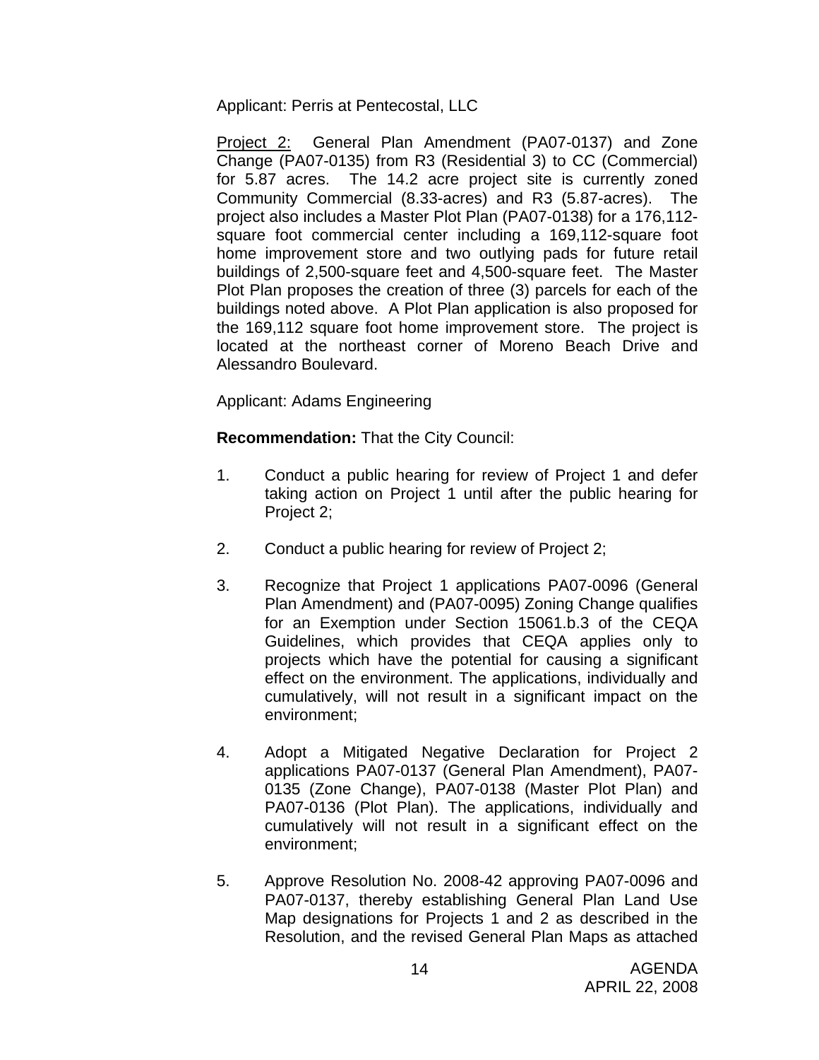Applicant: Perris at Pentecostal, LLC

Project 2: General Plan Amendment (PA07-0137) and Zone Change (PA07-0135) from R3 (Residential 3) to CC (Commercial) for 5.87 acres. The 14.2 acre project site is currently zoned Community Commercial (8.33-acres) and R3 (5.87-acres). The project also includes a Master Plot Plan (PA07-0138) for a 176,112-square foot commercial center including a 169,112-square foot home improvement store and two outlying pads for future retail buildings of 2,500-square feet and 4,500-square feet. The Master Plot Plan proposes the creation of three (3) parcels for each of the buildings noted above. A Plot Plan application is also proposed for the 169,112 square foot home improvement store. The project is located at the northeast corner of Moreno Beach Drive and Alessandro Boulevard.

Applicant: Adams Engineering

**Recommendation:** That the City Council:

1. Conduct a public hearing for review of Project 1 and defer taking action on Project 1 until after the public hearing for Project 2;

2. Conduct a public hearing for review of Project 2;

3. Recognize that Project 1 applications PA07-0096 (General Plan Amendment) and (PA07-0095) Zoning Change qualifies for an Exemption under Section 15061.b.3 of the CEQA Guidelines, which provides that CEQA applies only to projects which have the potential for causing a significant effect on the environment. The applications, individually and cumulatively, will not result in a significant impact on the environment;

4. Adopt a Mitigated Negative Declaration for Project 2 applications PA07-0137 (General Plan Amendment), PA07-0135 (Zone Change), PA07-0138 (Master Plot Plan) and PA07-0136 (Plot Plan). The applications, individually and cumulatively will not result in a significant effect on the environment;

5. Approve Resolution No. 2008-42 approving PA07-0096 and PA07-0137, thereby establishing General Plan Land Use Map designations for Projects 1 and 2 as described in the Resolution, and the revised General Plan Maps as attached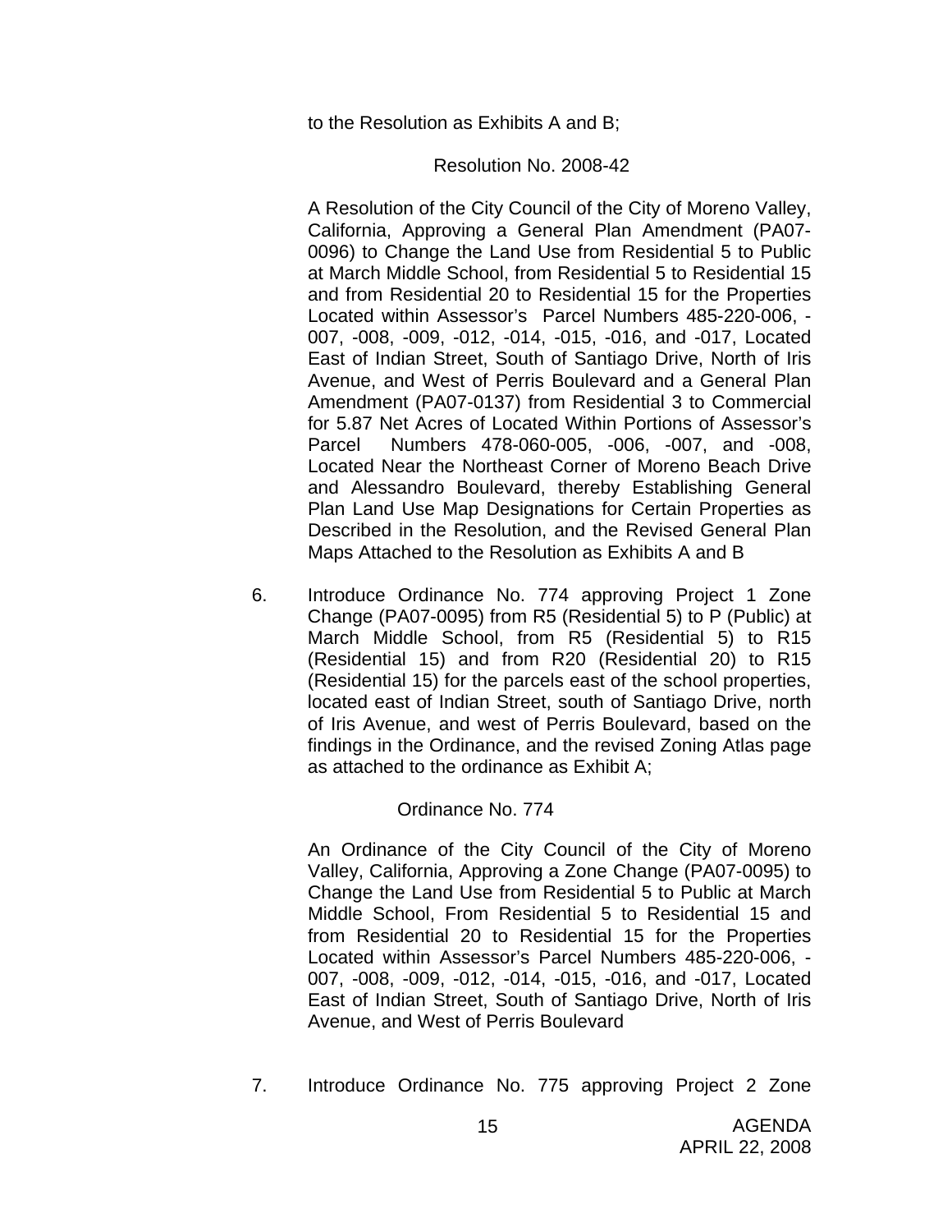to the Resolution as Exhibits A and B;

Resolution No. 2008-42

A Resolution of the City Council of the City of Moreno Valley, California, Approving a General Plan Amendment (PA07-0096) to Change the Land Use from Residential 5 to Public at March Middle School, from Residential 5 to Residential 15 and from Residential 20 to Residential 15 for the Properties Located within Assessor's Parcel Numbers 485-220-006, -007, -008, -009, -012, -014, -015, -016, and -017, Located East of Indian Street, South of Santiago Drive, North of Iris Avenue, and West of Perris Boulevard and a General Plan Amendment (PA07-0137) from Residential 3 to Commercial for 5.87 Net Acres of Located Within Portions of Assessor's Parcel Numbers 478-060-005, -006, -007, and -008, Located Near the Northeast Corner of Moreno Beach Drive and Alessandro Boulevard, thereby Establishing General Plan Land Use Map Designations for Certain Properties as Described in the Resolution, and the Revised General Plan Maps Attached to the Resolution as Exhibits A and B

6. Introduce Ordinance No. 774 approving Project 1 Zone Change (PA07-0095) from R5 (Residential 5) to P (Public) at March Middle School, from R5 (Residential 5) to R15 (Residential 15) and from R20 (Residential 20) to R15 (Residential 15) for the parcels east of the school properties, located east of Indian Street, south of Santiago Drive, north of Iris Avenue, and west of Perris Boulevard, based on the findings in the Ordinance, and the revised Zoning Atlas page as attached to the ordinance as Exhibit A;

   Ordinance No. 774

   An Ordinance of the City Council of the City of Moreno Valley, California, Approving a Zone Change (PA07-0095) to Change the Land Use from Residential 5 to Public at March Middle School, From Residential 5 to Residential 15 and from Residential 20 to Residential 15 for the Properties Located within Assessor's Parcel Numbers 485-220-006, -007, -008, -009, -012, -014, -015, -016, and -017, Located East of Indian Street, South of Santiago Drive, North of Iris Avenue, and West of Perris Boulevard

7. Introduce Ordinance No. 775 approving Project 2 Zone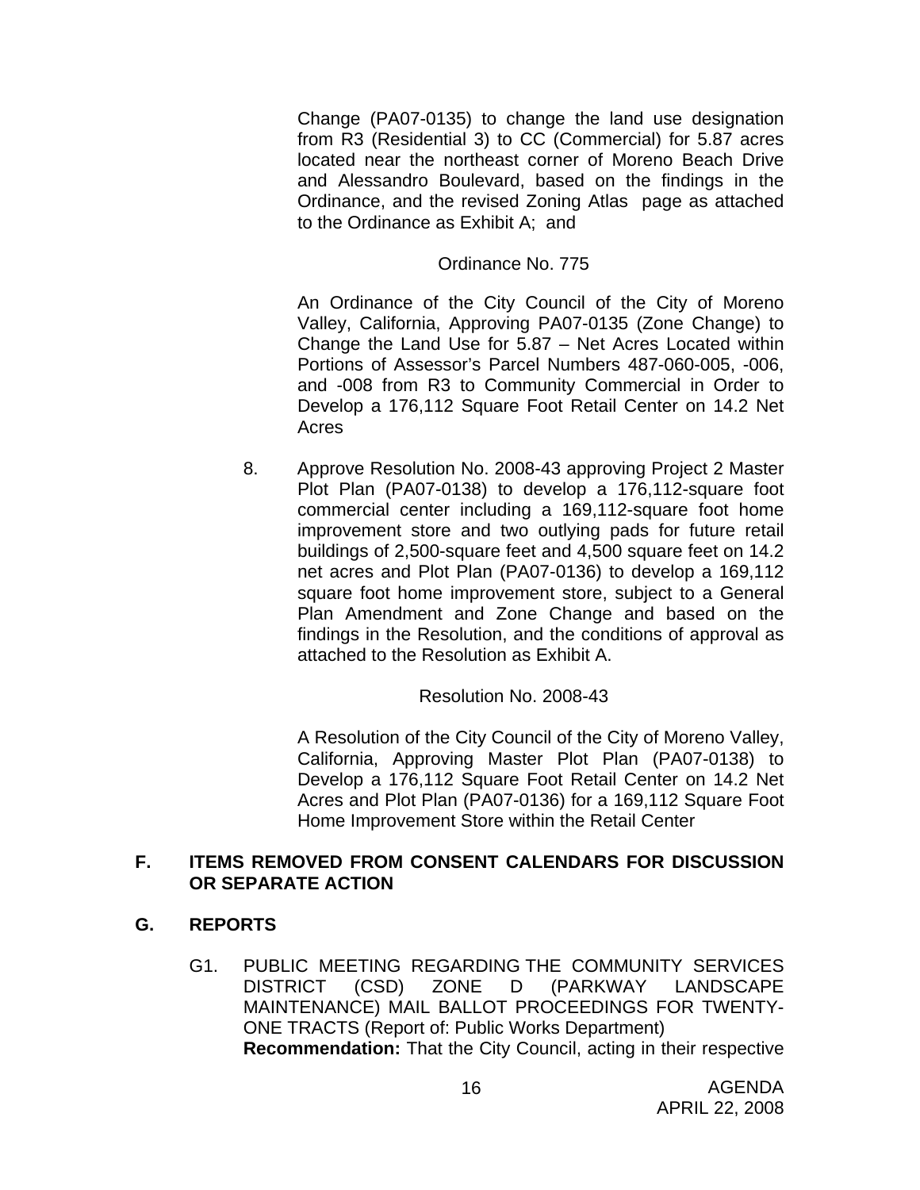Change (PA07-0135) to change the land use designation from R3 (Residential 3) to CC (Commercial) for 5.87 acres located near the northeast corner of Moreno Beach Drive and Alessandro Boulevard, based on the findings in the Ordinance, and the revised Zoning Atlas page as attached to the Ordinance as Exhibit A; and

Ordinance No. 775

An Ordinance of the City Council of the City of Moreno Valley, California, Approving PA07-0135 (Zone Change) to Change the Land Use for 5.87 – Net Acres Located within Portions of Assessor's Parcel Numbers 487-060-005, -006, and -008 from R3 to Community Commercial in Order to Develop a 176,112 Square Foot Retail Center on 14.2 Net Acres

8. Approve Resolution No. 2008-43 approving Project 2 Master Plot Plan (PA07-0138) to develop a 176,112-square foot commercial center including a 169,112-square foot home improvement store and two outlying pads for future retail buildings of 2,500-square feet and 4,500 square feet on 14.2 net acres and Plot Plan (PA07-0136) to develop a 169,112 square foot home improvement store, subject to a General Plan Amendment and Zone Change and based on the findings in the Resolution, and the conditions of approval as attached to the Resolution as Exhibit A.

Resolution No. 2008-43

A Resolution of the City Council of the City of Moreno Valley, California, Approving Master Plot Plan (PA07-0138) to Develop a 176,112 Square Foot Retail Center on 14.2 Net Acres and Plot Plan (PA07-0136) for a 169,112 Square Foot Home Improvement Store within the Retail Center

## F. ITEMS REMOVED FROM CONSENT CALENDARS FOR DISCUSSION OR SEPARATE ACTION

## G. REPORTS

G1. PUBLIC MEETING REGARDING THE COMMUNITY SERVICES DISTRICT (CSD) ZONE D (PARKWAY LANDSCAPE MAINTENANCE) MAIL BALLOT PROCEEDINGS FOR TWENTY-ONE TRACTS (Report of: Public Works Department)
**Recommendation:** That the City Council, acting in their respective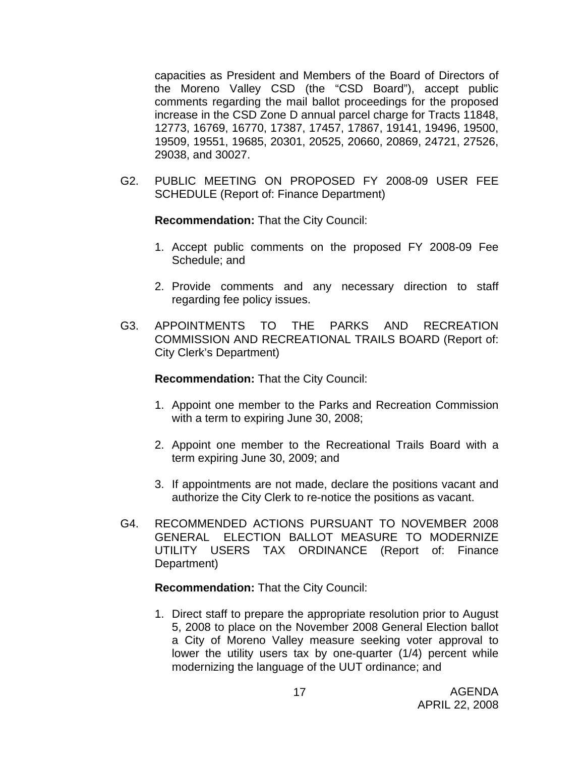capacities as President and Members of the Board of Directors of the Moreno Valley CSD (the "CSD Board"), accept public comments regarding the mail ballot proceedings for the proposed increase in the CSD Zone D annual parcel charge for Tracts 11848, 12773, 16769, 16770, 17387, 17457, 17867, 19141, 19496, 19500, 19509, 19551, 19685, 20301, 20525, 20660, 20869, 24721, 27526, 29038, and 30027.

G2. PUBLIC MEETING ON PROPOSED FY 2008-09 USER FEE SCHEDULE (Report of: Finance Department)

**Recommendation:** That the City Council:

1. Accept public comments on the proposed FY 2008-09 Fee Schedule; and

2. Provide comments and any necessary direction to staff regarding fee policy issues.

G3. APPOINTMENTS TO THE PARKS AND RECREATION COMMISSION AND RECREATIONAL TRAILS BOARD (Report of: City Clerk's Department)

**Recommendation:** That the City Council:

1. Appoint one member to the Parks and Recreation Commission with a term to expiring June 30, 2008;

2. Appoint one member to the Recreational Trails Board with a term expiring June 30, 2009; and

3. If appointments are not made, declare the positions vacant and authorize the City Clerk to re-notice the positions as vacant.

G4. RECOMMENDED ACTIONS PURSUANT TO NOVEMBER 2008 GENERAL ELECTION BALLOT MEASURE TO MODERNIZE UTILITY USERS TAX ORDINANCE (Report of: Finance Department)

**Recommendation:** That the City Council:

1. Direct staff to prepare the appropriate resolution prior to August 5, 2008 to place on the November 2008 General Election ballot a City of Moreno Valley measure seeking voter approval to lower the utility users tax by one-quarter (1/4) percent while modernizing the language of the UUT ordinance; and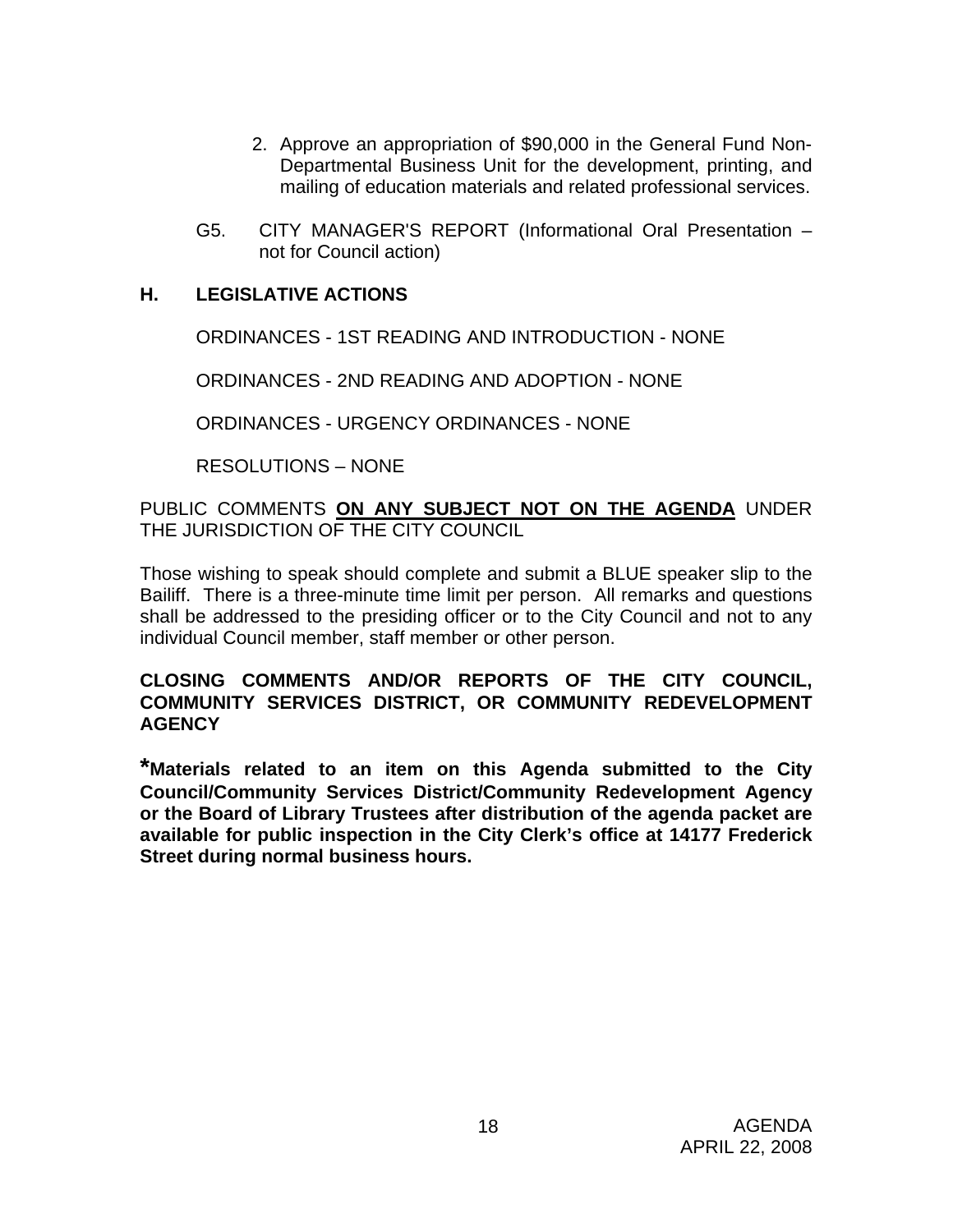2. Approve an appropriation of $90,000 in the General Fund Non-Departmental Business Unit for the development, printing, and mailing of education materials and related professional services.

G5. CITY MANAGER'S REPORT (Informational Oral Presentation – not for Council action)

## H. LEGISLATIVE ACTIONS

ORDINANCES - 1ST READING AND INTRODUCTION - NONE

ORDINANCES - 2ND READING AND ADOPTION - NONE

ORDINANCES - URGENCY ORDINANCES - NONE

RESOLUTIONS – NONE

PUBLIC COMMENTS **ON ANY SUBJECT NOT ON THE AGENDA** UNDER THE JURISDICTION OF THE CITY COUNCIL

Those wishing to speak should complete and submit a BLUE speaker slip to the Bailiff. There is a three-minute time limit per person. All remarks and questions shall be addressed to the presiding officer or to the City Council and not to any individual Council member, staff member or other person.

**CLOSING COMMENTS AND/OR REPORTS OF THE CITY COUNCIL, COMMUNITY SERVICES DISTRICT, OR COMMUNITY REDEVELOPMENT AGENCY**

**\*Materials related to an item on this Agenda submitted to the City Council/Community Services District/Community Redevelopment Agency or the Board of Library Trustees after distribution of the agenda packet are available for public inspection in the City Clerk's office at 14177 Frederick Street during normal business hours.**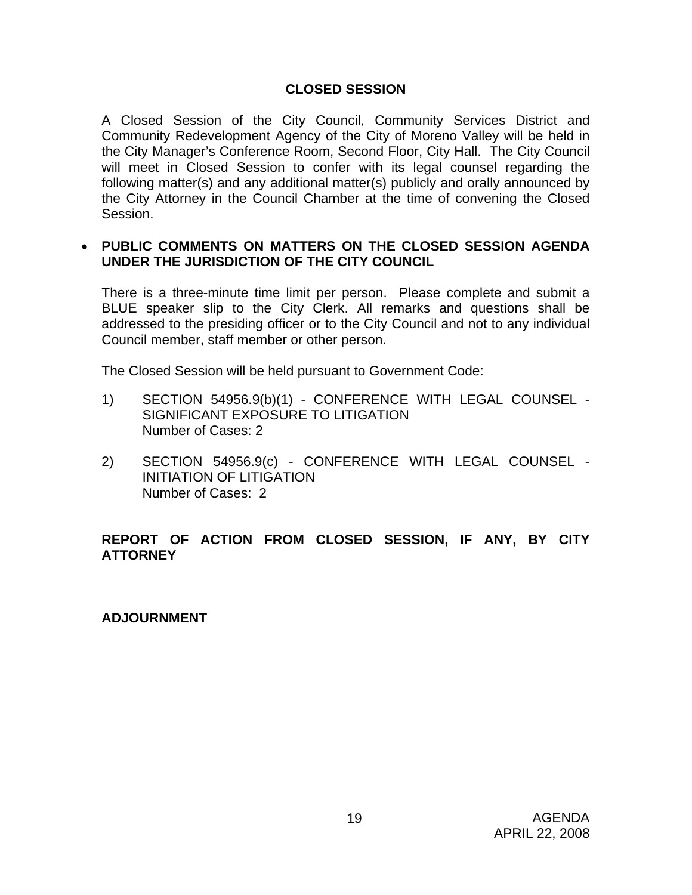## CLOSED SESSION

A Closed Session of the City Council, Community Services District and Community Redevelopment Agency of the City of Moreno Valley will be held in the City Manager's Conference Room, Second Floor, City Hall. The City Council will meet in Closed Session to confer with its legal counsel regarding the following matter(s) and any additional matter(s) publicly and orally announced by the City Attorney in the Council Chamber at the time of convening the Closed Session.

- **PUBLIC COMMENTS ON MATTERS ON THE CLOSED SESSION AGENDA UNDER THE JURISDICTION OF THE CITY COUNCIL**

  There is a three-minute time limit per person. Please complete and submit a BLUE speaker slip to the City Clerk. All remarks and questions shall be addressed to the presiding officer or to the City Council and not to any individual Council member, staff member or other person.

  The Closed Session will be held pursuant to Government Code:

  1) SECTION 54956.9(b)(1) - CONFERENCE WITH LEGAL COUNSEL - SIGNIFICANT EXPOSURE TO LITIGATION
     Number of Cases: 2

  2) SECTION 54956.9(c) - CONFERENCE WITH LEGAL COUNSEL - INITIATION OF LITIGATION
     Number of Cases: 2

**REPORT OF ACTION FROM CLOSED SESSION, IF ANY, BY CITY ATTORNEY**

**ADJOURNMENT**